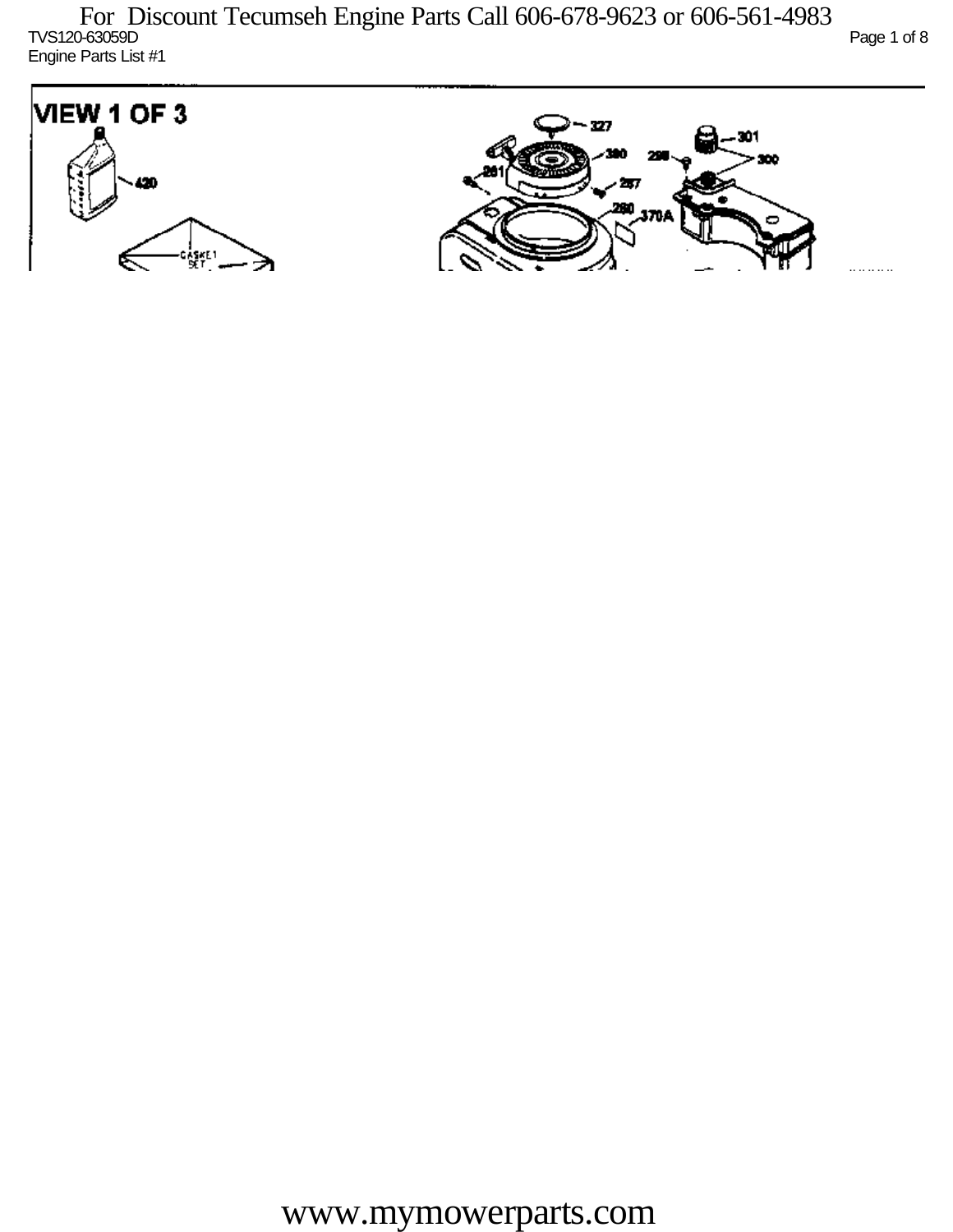For Discount Tecumseh Engine Parts Call 606-678-9623 or 606-561-4983

TVS120-63059D

Engine Parts List #1

VIEW 1 OF 3

420

GASKET SET

327

301

390

298

300

261

257

290

370A

www.mymowerparts.com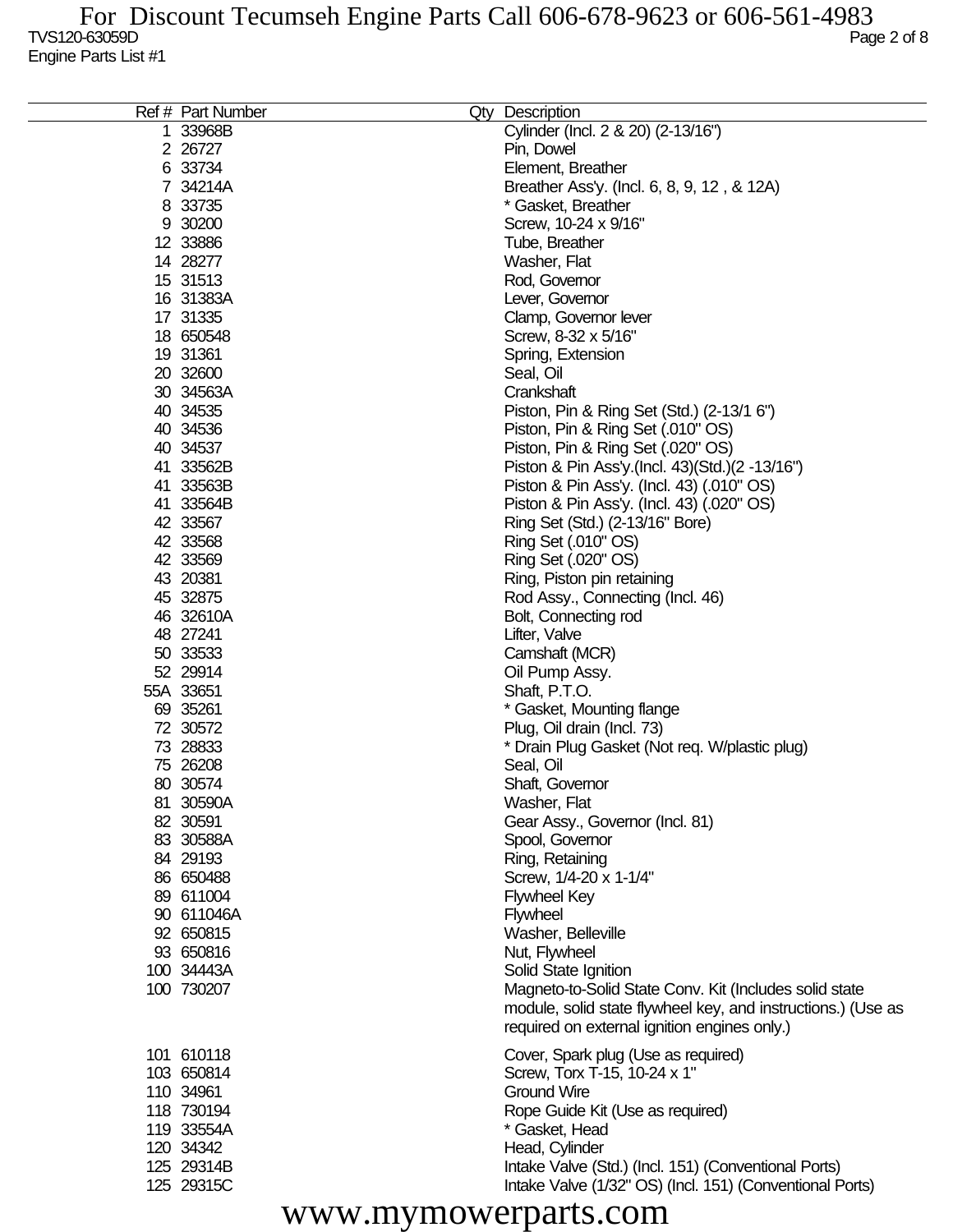TVS120-63059D
Engine Parts List #1

| Ref # | Part Number | Qty | Description |
|---|---|---|---|
| 1 | 33968B | | Cylinder (Incl. 2 & 20) (2-13/16") |
| 2 | 26727 | | Pin, Dowel |
| 6 | 33734 | | Element, Breather |
| 7 | 34214A | | Breather Ass'y. (Incl. 6, 8, 9, 12 , & 12A) |
| 8 | 33735 | | * Gasket, Breather |
| 9 | 30200 | | Screw, 10-24 x 9/16" |
| 12 | 33886 | | Tube, Breather |
| 14 | 28277 | | Washer, Flat |
| 15 | 31513 | | Rod, Governor |
| 16 | 31383A | | Lever, Governor |
| 17 | 31335 | | Clamp, Governor lever |
| 18 | 650548 | | Screw, 8-32 x 5/16" |
| 19 | 31361 | | Spring, Extension |
| 20 | 32600 | | Seal, Oil |
| 30 | 34563A | | Crankshaft |
| 40 | 34535 | | Piston, Pin & Ring Set (Std.) (2-13/1 6") |
| 40 | 34536 | | Piston, Pin & Ring Set (.010" OS) |
| 40 | 34537 | | Piston, Pin & Ring Set (.020" OS) |
| 41 | 33562B | | Piston & Pin Ass'y.(Incl. 43)(Std.)(2 -13/16") |
| 41 | 33563B | | Piston & Pin Ass'y. (Incl. 43) (.010" OS) |
| 41 | 33564B | | Piston & Pin Ass'y. (Incl. 43) (.020" OS) |
| 42 | 33567 | | Ring Set (Std.) (2-13/16" Bore) |
| 42 | 33568 | | Ring Set (.010" OS) |
| 42 | 33569 | | Ring Set (.020" OS) |
| 43 | 20381 | | Ring, Piston pin retaining |
| 45 | 32875 | | Rod Assy., Connecting (Incl. 46) |
| 46 | 32610A | | Bolt, Connecting rod |
| 48 | 27241 | | Lifter, Valve |
| 50 | 33533 | | Camshaft (MCR) |
| 52 | 29914 | | Oil Pump Assy. |
| 55A | 33651 | | Shaft, P.T.O. |
| 69 | 35261 | | * Gasket, Mounting flange |
| 72 | 30572 | | Plug, Oil drain (Incl. 73) |
| 73 | 28833 | | * Drain Plug Gasket (Not req. W/plastic plug) |
| 75 | 26208 | | Seal, Oil |
| 80 | 30574 | | Shaft, Governor |
| 81 | 30590A | | Washer, Flat |
| 82 | 30591 | | Gear Assy., Governor (Incl. 81) |
| 83 | 30588A | | Spool, Governor |
| 84 | 29193 | | Ring, Retaining |
| 86 | 650488 | | Screw, 1/4-20 x 1-1/4" |
| 89 | 611004 | | Flywheel Key |
| 90 | 611046A | | Flywheel |
| 92 | 650815 | | Washer, Belleville |
| 93 | 650816 | | Nut, Flywheel |
| 100 | 34443A | | Solid State Ignition |
| 100 | 730207 | | Magneto-to-Solid State Conv. Kit (Includes solid state module, solid state flywheel key, and instructions.) (Use as required on external ignition engines only.) |
| 101 | 610118 | | Cover, Spark plug (Use as required) |
| 103 | 650814 | | Screw, Torx T-15, 10-24 x 1" |
| 110 | 34961 | | Ground Wire |
| 118 | 730194 | | Rope Guide Kit (Use as required) |
| 119 | 33554A | | * Gasket, Head |
| 120 | 34342 | | Head, Cylinder |
| 125 | 29314B | | Intake Valve (Std.) (Incl. 151) (Conventional Ports) |
| 125 | 29315C | | Intake Valve (1/32" OS) (Incl. 151) (Conventional Ports) |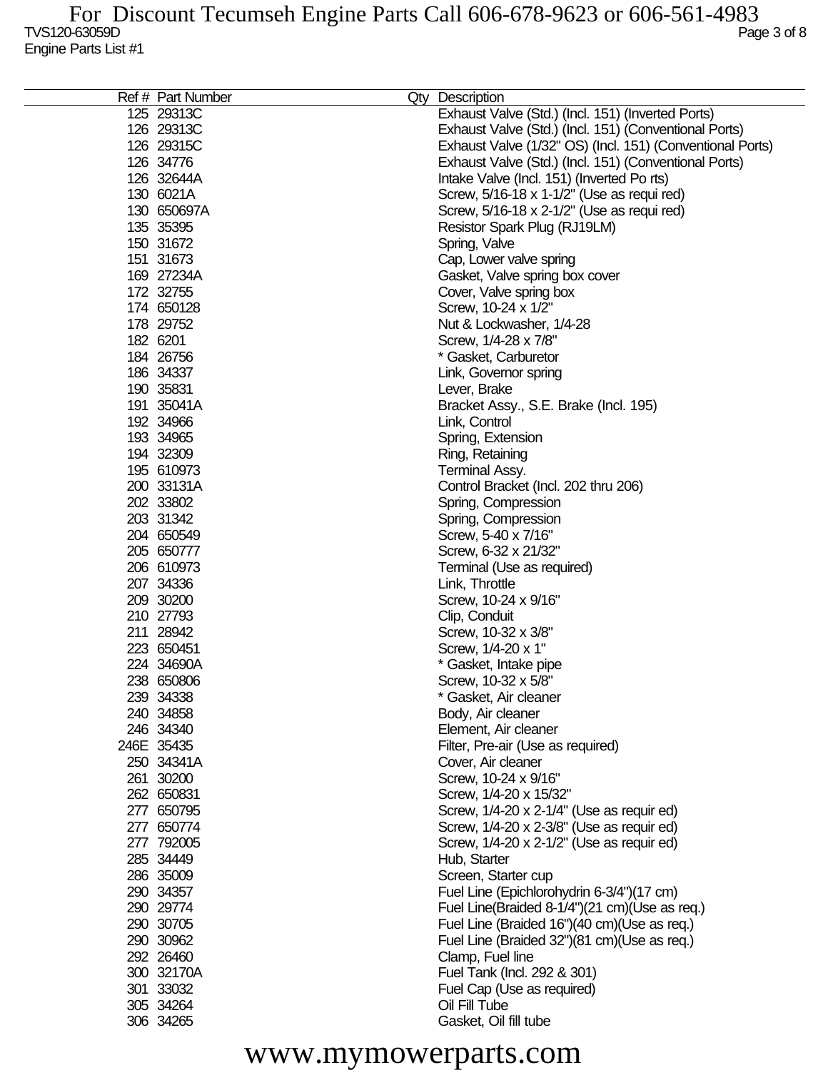| Ref # | Part Number | Qty | Description |
|---|---|---|---|
| 125 | 29313C | | Exhaust Valve (Std.) (Incl. 151) (Inverted Ports) |
| 126 | 29313C | | Exhaust Valve (Std.) (Incl. 151) (Conventional Ports) |
| 126 | 29315C | | Exhaust Valve (1/32" OS) (Incl. 151) (Conventional Ports) |
| 126 | 34776 | | Exhaust Valve (Std.) (Incl. 151) (Conventional Ports) |
| 126 | 32644A | | Intake Valve (Incl. 151) (Inverted Po rts) |
| 130 | 6021A | | Screw, 5/16-18 x 1-1/2" (Use as requi red) |
| 130 | 650697A | | Screw, 5/16-18 x 2-1/2" (Use as requi red) |
| 135 | 35395 | | Resistor Spark Plug (RJ19LM) |
| 150 | 31672 | | Spring, Valve |
| 151 | 31673 | | Cap, Lower valve spring |
| 169 | 27234A | | Gasket, Valve spring box cover |
| 172 | 32755 | | Cover, Valve spring box |
| 174 | 650128 | | Screw, 10-24 x 1/2" |
| 178 | 29752 | | Nut & Lockwasher, 1/4-28 |
| 182 | 6201 | | Screw, 1/4-28 x 7/8" |
| 184 | 26756 | | * Gasket, Carburetor |
| 186 | 34337 | | Link, Governor spring |
| 190 | 35831 | | Lever, Brake |
| 191 | 35041A | | Bracket Assy., S.E. Brake (Incl. 195) |
| 192 | 34966 | | Link, Control |
| 193 | 34965 | | Spring, Extension |
| 194 | 32309 | | Ring, Retaining |
| 195 | 610973 | | Terminal Assy. |
| 200 | 33131A | | Control Bracket (Incl. 202 thru 206) |
| 202 | 33802 | | Spring, Compression |
| 203 | 31342 | | Spring, Compression |
| 204 | 650549 | | Screw, 5-40 x 7/16" |
| 205 | 650777 | | Screw, 6-32 x 21/32" |
| 206 | 610973 | | Terminal (Use as required) |
| 207 | 34336 | | Link, Throttle |
| 209 | 30200 | | Screw, 10-24 x 9/16" |
| 210 | 27793 | | Clip, Conduit |
| 211 | 28942 | | Screw, 10-32 x 3/8" |
| 223 | 650451 | | Screw, 1/4-20 x 1" |
| 224 | 34690A | | * Gasket, Intake pipe |
| 238 | 650806 | | Screw, 10-32 x 5/8" |
| 239 | 34338 | | * Gasket, Air cleaner |
| 240 | 34858 | | Body, Air cleaner |
| 246 | 34340 | | Element, Air cleaner |
| 246E | 35435 | | Filter, Pre-air (Use as required) |
| 250 | 34341A | | Cover, Air cleaner |
| 261 | 30200 | | Screw, 10-24 x 9/16" |
| 262 | 650831 | | Screw, 1/4-20 x 15/32" |
| 277 | 650795 | | Screw, 1/4-20 x 2-1/4" (Use as requir ed) |
| 277 | 650774 | | Screw, 1/4-20 x 2-3/8" (Use as requir ed) |
| 277 | 792005 | | Screw, 1/4-20 x 2-1/2" (Use as requir ed) |
| 285 | 34449 | | Hub, Starter |
| 286 | 35009 | | Screen, Starter cup |
| 290 | 34357 | | Fuel Line (Epichlorohydrin 6-3/4")(17 cm) |
| 290 | 29774 | | Fuel Line(Braided 8-1/4")(21 cm)(Use as req.) |
| 290 | 30705 | | Fuel Line (Braided 16")(40 cm)(Use as req.) |
| 290 | 30962 | | Fuel Line (Braided 32")(81 cm)(Use as req.) |
| 292 | 26460 | | Clamp, Fuel line |
| 300 | 32170A | | Fuel Tank (Incl. 292 & 301) |
| 301 | 33032 | | Fuel Cap (Use as required) |
| 305 | 34264 | | Oil Fill Tube |
| 306 | 34265 | | Gasket, Oil fill tube |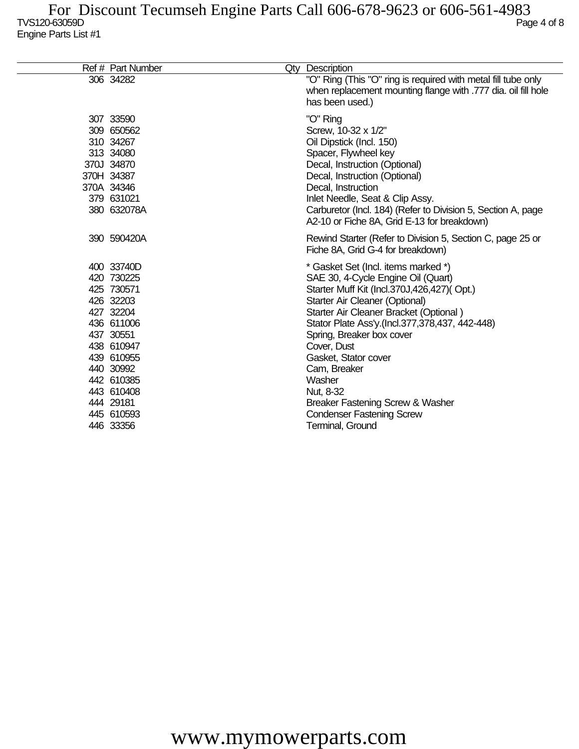| Ref # | Part Number | Qty | Description |
|---|---|---|---|
| 306 | 34282 | | "O" Ring (This "O" ring is required with metal fill tube only when replacement mounting flange with .777 dia. oil fill hole has been used.) |
| 307 | 33590 | | "O" Ring |
| 309 | 650562 | | Screw, 10-32 x 1/2" |
| 310 | 34267 | | Oil Dipstick (Incl. 150) |
| 313 | 34080 | | Spacer, Flywheel key |
| 370J | 34870 | | Decal, Instruction (Optional) |
| 370H | 34387 | | Decal, Instruction (Optional) |
| 370A | 34346 | | Decal, Instruction |
| 379 | 631021 | | Inlet Needle, Seat & Clip Assy. |
| 380 | 632078A | | Carburetor (Incl. 184) (Refer to Division 5, Section A, page A2-10 or Fiche 8A, Grid E-13 for breakdown) |
| 390 | 590420A | | Rewind Starter (Refer to Division 5, Section C, page 25 or Fiche 8A, Grid G-4 for breakdown) |
| 400 | 33740D | | * Gasket Set (Incl. items marked *) |
| 420 | 730225 | | SAE 30, 4-Cycle Engine Oil (Quart) |
| 425 | 730571 | | Starter Muff Kit (Incl.370J,426,427)( Opt.) |
| 426 | 32203 | | Starter Air Cleaner (Optional) |
| 427 | 32204 | | Starter Air Cleaner Bracket (Optional ) |
| 436 | 611006 | | Stator Plate Ass'y.(Incl.377,378,437, 442-448) |
| 437 | 30551 | | Spring, Breaker box cover |
| 438 | 610947 | | Cover, Dust |
| 439 | 610955 | | Gasket, Stator cover |
| 440 | 30992 | | Cam, Breaker |
| 442 | 610385 | | Washer |
| 443 | 610408 | | Nut, 8-32 |
| 444 | 29181 | | Breaker Fastening Screw & Washer |
| 445 | 610593 | | Condenser Fastening Screw |
| 446 | 33356 | | Terminal, Ground |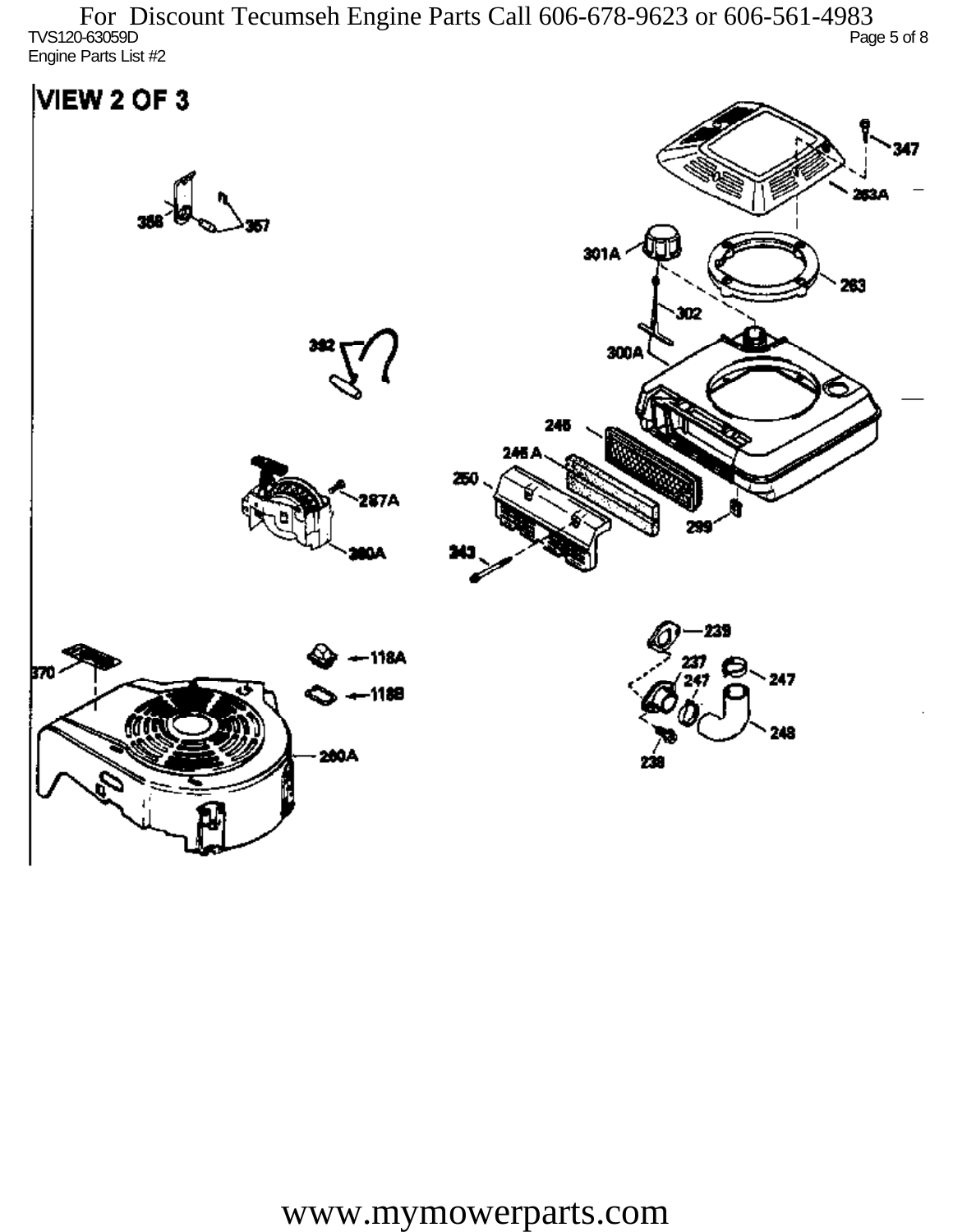For Discount Tecumseh Engine Parts Call 606-678-9623 or 606-561-4983

TVS120-63059D

Engine Parts List #2

# VIEW 2 OF 3

347
263A
301A
263
302
300A
392
358
357
245
245 A
250
287A
299
260A
243
239
118A
237
247
247
370
118B
248
238
260A

www.mymowerparts.com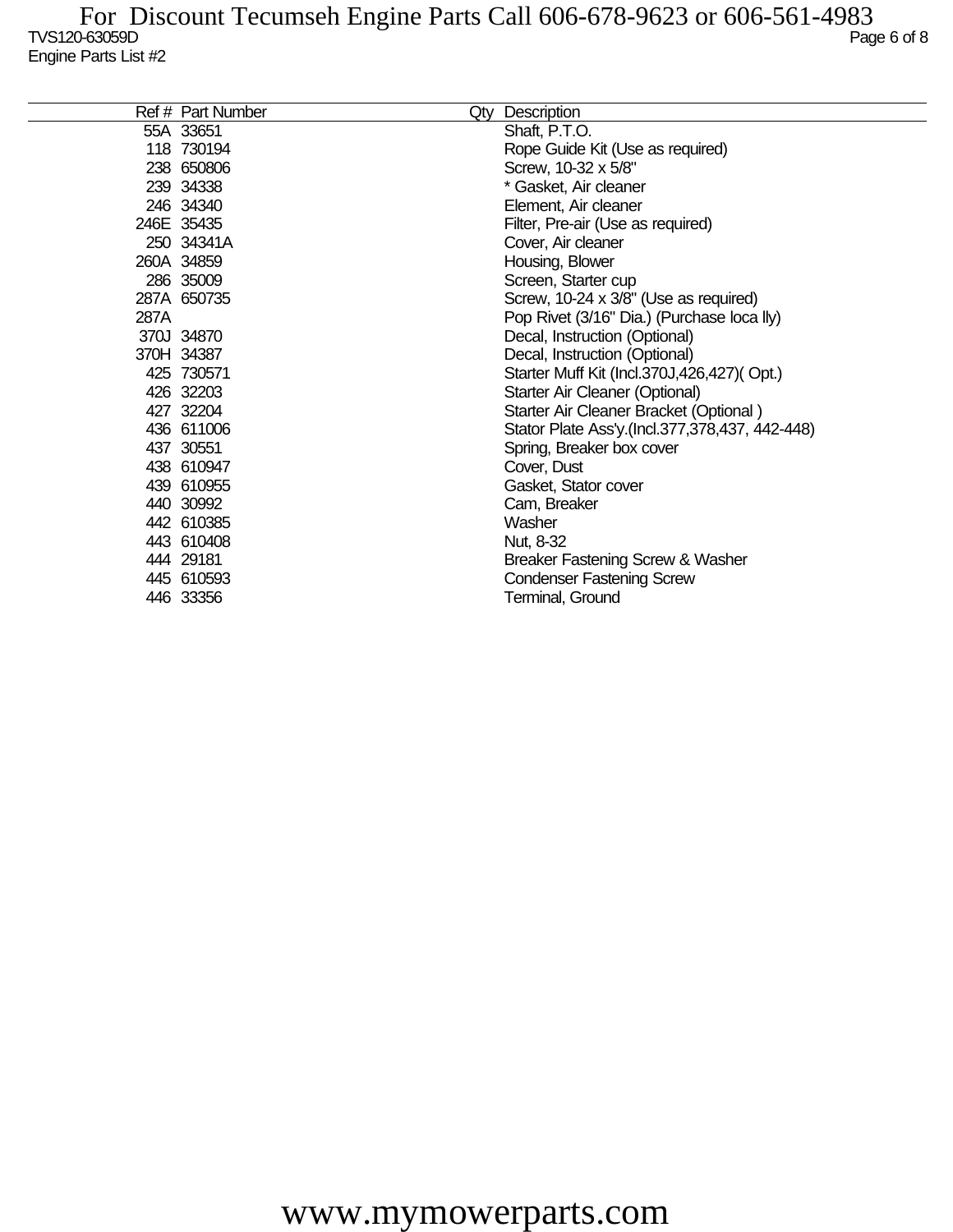For Discount Tecumseh Engine Parts Call 606-678-9623 or 606-561-4983

TVS120-63059D

Engine Parts List #2

| Ref # | Part Number | Qty | Description |
|---|---|---|---|
| 55A | 33651 | | Shaft, P.T.O. |
| 118 | 730194 | | Rope Guide Kit (Use as required) |
| 238 | 650806 | | Screw, 10-32 x 5/8" |
| 239 | 34338 | | * Gasket, Air cleaner |
| 246 | 34340 | | Element, Air cleaner |
| 246E | 35435 | | Filter, Pre-air (Use as required) |
| 250 | 34341A | | Cover, Air cleaner |
| 260A | 34859 | | Housing, Blower |
| 286 | 35009 | | Screen, Starter cup |
| 287A | 650735 | | Screw, 10-24 x 3/8" (Use as required) |
| 287A | | | Pop Rivet (3/16" Dia.) (Purchase loca lly) |
| 370J | 34870 | | Decal, Instruction (Optional) |
| 370H | 34387 | | Decal, Instruction (Optional) |
| 425 | 730571 | | Starter Muff Kit (Incl.370J,426,427)( Opt.) |
| 426 | 32203 | | Starter Air Cleaner (Optional) |
| 427 | 32204 | | Starter Air Cleaner Bracket (Optional ) |
| 436 | 611006 | | Stator Plate Ass'y.(Incl.377,378,437, 442-448) |
| 437 | 30551 | | Spring, Breaker box cover |
| 438 | 610947 | | Cover, Dust |
| 439 | 610955 | | Gasket, Stator cover |
| 440 | 30992 | | Cam, Breaker |
| 442 | 610385 | | Washer |
| 443 | 610408 | | Nut, 8-32 |
| 444 | 29181 | | Breaker Fastening Screw & Washer |
| 445 | 610593 | | Condenser Fastening Screw |
| 446 | 33356 | | Terminal, Ground |

www.mymowerparts.com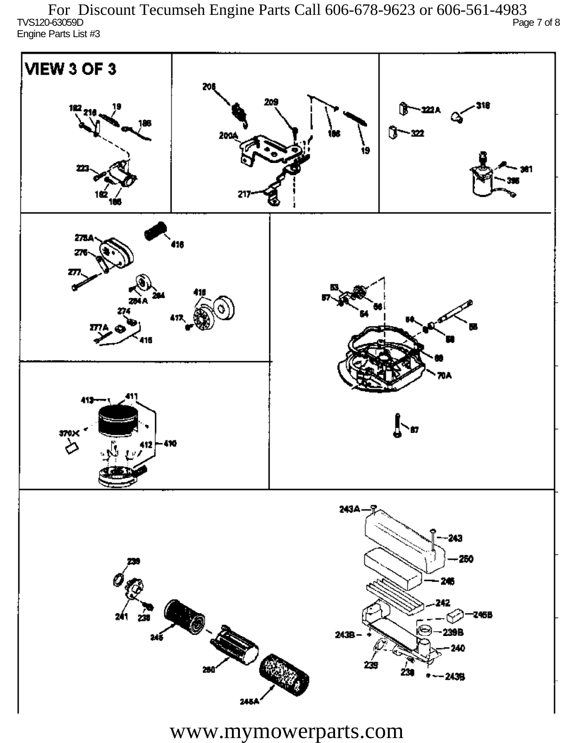For Discount Tecumseh Engine Parts Call 606-678-9623 or 606-561-4983

TVS120-63059D

Engine Parts List #3

VIEW 3 OF 3

182 218 19 186 223 182 186

208 209 200A 186 19 217

322A 318 322 361 395

278A 416 276 277 284A 284 418 274 417 277A 415

53 57 54 56 59 55 58 66 70A 67

413 411 370X 412 410

243A 243 250 246 242 245B 243B 239B 240 239 238 243B

239 241 238 245 260 245A

www.mymowerparts.com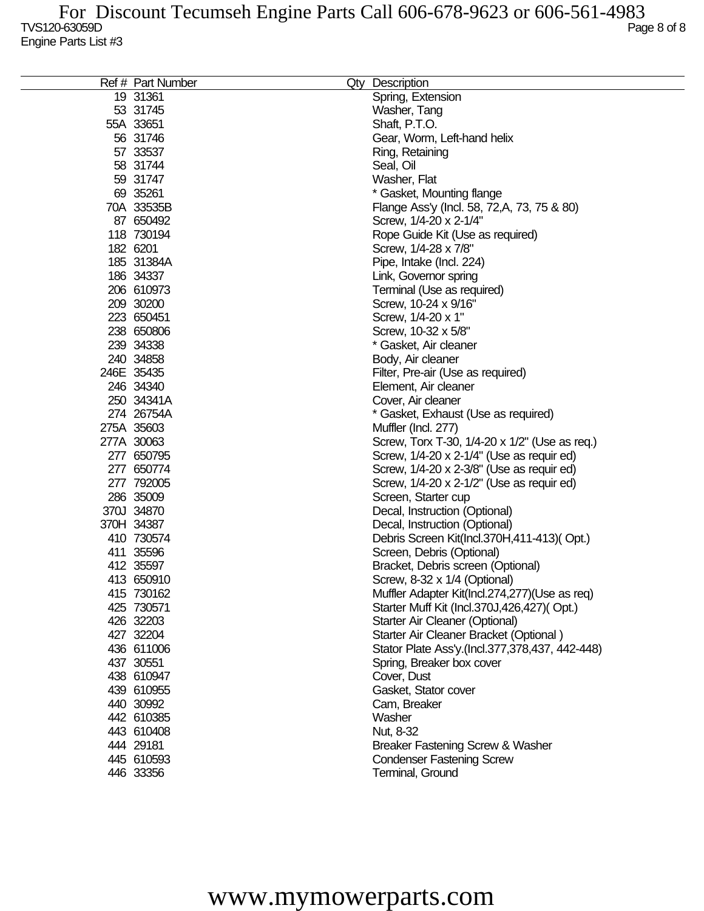For Discount Tecumseh Engine Parts Call 606-678-9623 or 606-561-4983

TVS120-63059D

Engine Parts List #3

| Ref # | Part Number | Qty | Description |
|---|---|---|---|
| 19 | 31361 | | Spring, Extension |
| 53 | 31745 | | Washer, Tang |
| 55A | 33651 | | Shaft, P.T.O. |
| 56 | 31746 | | Gear, Worm, Left-hand helix |
| 57 | 33537 | | Ring, Retaining |
| 58 | 31744 | | Seal, Oil |
| 59 | 31747 | | Washer, Flat |
| 69 | 35261 | | * Gasket, Mounting flange |
| 70A | 33535B | | Flange Ass'y (Incl. 58, 72,A, 73, 75 & 80) |
| 87 | 650492 | | Screw, 1/4-20 x 2-1/4" |
| 118 | 730194 | | Rope Guide Kit (Use as required) |
| 182 | 6201 | | Screw, 1/4-28 x 7/8" |
| 185 | 31384A | | Pipe, Intake (Incl. 224) |
| 186 | 34337 | | Link, Governor spring |
| 206 | 610973 | | Terminal (Use as required) |
| 209 | 30200 | | Screw, 10-24 x 9/16" |
| 223 | 650451 | | Screw, 1/4-20 x 1" |
| 238 | 650806 | | Screw, 10-32 x 5/8" |
| 239 | 34338 | | * Gasket, Air cleaner |
| 240 | 34858 | | Body, Air cleaner |
| 246E | 35435 | | Filter, Pre-air (Use as required) |
| 246 | 34340 | | Element, Air cleaner |
| 250 | 34341A | | Cover, Air cleaner |
| 274 | 26754A | | * Gasket, Exhaust (Use as required) |
| 275A | 35603 | | Muffler (Incl. 277) |
| 277A | 30063 | | Screw, Torx T-30, 1/4-20 x 1/2" (Use as req.) |
| 277 | 650795 | | Screw, 1/4-20 x 2-1/4" (Use as requir ed) |
| 277 | 650774 | | Screw, 1/4-20 x 2-3/8" (Use as requir ed) |
| 277 | 792005 | | Screw, 1/4-20 x 2-1/2" (Use as requir ed) |
| 286 | 35009 | | Screen, Starter cup |
| 370J | 34870 | | Decal, Instruction (Optional) |
| 370H | 34387 | | Decal, Instruction (Optional) |
| 410 | 730574 | | Debris Screen Kit(Incl.370H,411-413)( Opt.) |
| 411 | 35596 | | Screen, Debris (Optional) |
| 412 | 35597 | | Bracket, Debris screen (Optional) |
| 413 | 650910 | | Screw, 8-32 x 1/4 (Optional) |
| 415 | 730162 | | Muffler Adapter Kit(Incl.274,277)(Use as req) |
| 425 | 730571 | | Starter Muff Kit (Incl.370J,426,427)( Opt.) |
| 426 | 32203 | | Starter Air Cleaner (Optional) |
| 427 | 32204 | | Starter Air Cleaner Bracket (Optional ) |
| 436 | 611006 | | Stator Plate Ass'y.(Incl.377,378,437, 442-448) |
| 437 | 30551 | | Spring, Breaker box cover |
| 438 | 610947 | | Cover, Dust |
| 439 | 610955 | | Gasket, Stator cover |
| 440 | 30992 | | Cam, Breaker |
| 442 | 610385 | | Washer |
| 443 | 610408 | | Nut, 8-32 |
| 444 | 29181 | | Breaker Fastening Screw & Washer |
| 445 | 610593 | | Condenser Fastening Screw |
| 446 | 33356 | | Terminal, Ground |

www.mymowerparts.com